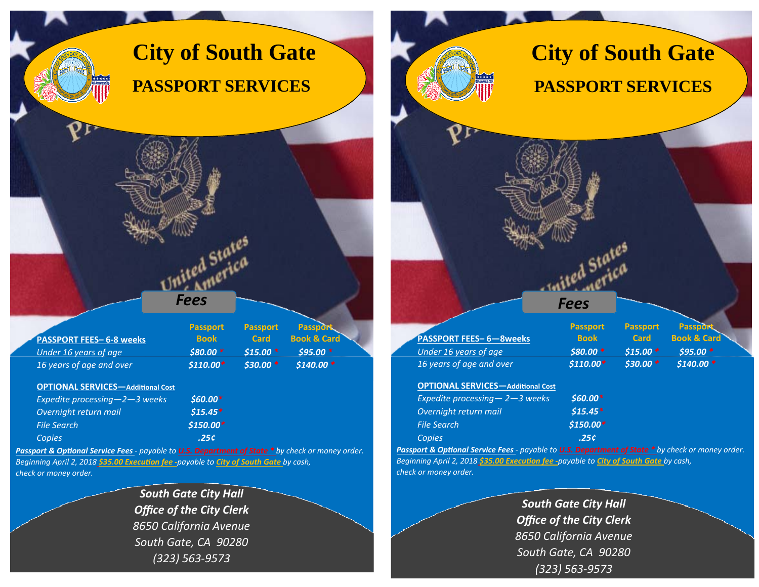# City of South Gate

## PASSPORT SERVICES

### Fees

| PASSPORT FEES– 6-8 weeks | Passport Book | Passport Card | Passport Book & Card |
|---|---|---|---|
| *Under 16 years of age* | ***$80.00 **** | ***$15.00 **** | ***$95.00 **** |
| *16 years of age and over* | ***$110.00**** | ***$30.00 **** | ***$140.00 **** |

**OPTIONAL SERVICES—Additional Cost**

| | |
|---|---|
| *Expedite processing—2—3 weeks* | ***$60.00**** |
| *Overnight return mail* | ***$15.45**** |
| *File Search* | ***$150.00**** |
| *Copies* | ***.25¢*** |

***Passport & Optional Service Fees** - payable to **U.S. Department of State** * by check or money order.*
*Beginning April 2, 2018 **$35.00 Execution fee** -payable to **City of South Gate** by cash, check or money order.*

***South Gate City Hall***
***Office of the City Clerk***
*8650 California Avenue*
*South Gate, CA 90280*
*(323) 563-9573*

---

# City of South Gate

## PASSPORT SERVICES

### Fees

| PASSPORT FEES– 6—8weeks | Passport Book | Passport Card | Passport Book & Card |
|---|---|---|---|
| *Under 16 years of age* | ***$80.00 **** | ***$15.00 **** | ***$95.00 **** |
| *16 years of age and over* | ***$110.00**** | ***$30.00 **** | ***$140.00 **** |

**OPTIONAL SERVICES—Additional Cost**

| | |
|---|---|
| *Expedite processing— 2—3 weeks* | ***$60.00**** |
| *Overnight return mail* | ***$15.45**** |
| *File Search* | ***$150.00**** |
| *Copies* | ***.25¢*** |

***Passport & Optional Service Fees** - payable to **U.S. Department of State** * by check or money order.*
*Beginning April 2, 2018 **$35.00 Execution fee** -payable to **City of South Gate** by cash, check or money order.*

***South Gate City Hall***
***Office of the City Clerk***
*8650 California Avenue*
*South Gate, CA 90280*
*(323) 563-9573*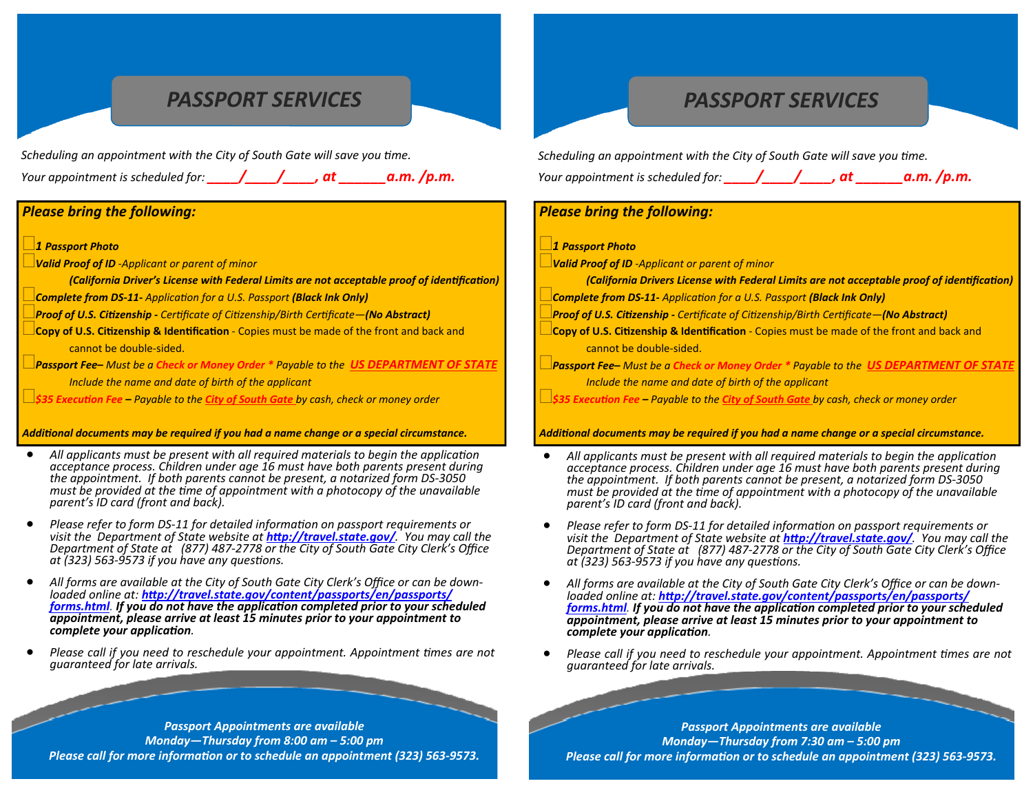# PASSPORT SERVICES

*Scheduling an appointment with the City of South Gate will save you time.*

*Your appointment is scheduled for:* ***____/____/____, at ______a.m. /p.m.***

## *Please bring the following:*

- ☐ ***1 Passport Photo***
- ☐ ***Valid Proof of ID*** *-Applicant or parent of minor*
  - ***(California Driver's License with Federal Limits are not acceptable proof of identification)***
- ☐ ***Complete from DS-11-*** *Application for a U.S. Passport* ***(Black Ink Only)***
- ☐ ***Proof of U.S. Citizenship -*** *Certificate of Citizenship/Birth Certificate—**(No Abstract)***
- ☐ **Copy of U.S. Citizenship & Identification** - Copies must be made of the front and back and cannot be double-sided.
- ☐ ***Passport Fee–*** *Must be a **Check or Money Order \*** Payable to the **US DEPARTMENT OF STATE***
  - *Include the name and date of birth of the applicant*
- ☐ ***$35 Execution Fee –*** *Payable to the City of South Gate by cash, check or money order*

***Additional documents may be required if you had a name change or a special circumstance.***

- *All applicants must be present with all required materials to begin the application acceptance process. Children under age 16 must have both parents present during the appointment. If both parents cannot be present, a notarized form DS-3050 must be provided at the time of appointment with a photocopy of the unavailable parent's ID card (front and back).*
- *Please refer to form DS-11 for detailed information on passport requirements or visit the Department of State website at **http://travel.state.gov/**. You may call the Department of State at (877) 487-2778 or the City of South Gate City Clerk's Office at (323) 563-9573 if you have any questions.*
- *All forms are available at the City of South Gate City Clerk's Office or can be downloaded online at: **http://travel.state.gov/content/passports/en/passports/forms.html**.* ***If you do not have the application completed prior to your scheduled appointment, please arrive at least 15 minutes prior to your appointment to complete your application.***
- *Please call if you need to reschedule your appointment. Appointment times are not guaranteed for late arrivals.*

***Passport Appointments are available***
***Monday—Thursday from 8:00 am – 5:00 pm***
***Please call for more information or to schedule an appointment (323) 563-9573.***

# PASSPORT SERVICES

*Scheduling an appointment with the City of South Gate will save you time.*

*Your appointment is scheduled for:* ***____/____/____, at ______a.m. /p.m.***

## *Please bring the following:*

- ☐ ***1 Passport Photo***
- ☐ ***Valid Proof of ID*** *-Applicant or parent of minor*
  - ***(California Drivers License with Federal Limits are not acceptable proof of identification)***
- ☐ ***Complete from DS-11-*** *Application for a U.S. Passport* ***(Black Ink Only)***
- ☐ ***Proof of U.S. Citizenship -*** *Certificate of Citizenship/Birth Certificate—**(No Abstract)***
- ☐ **Copy of U.S. Citizenship & Identification** - Copies must be made of the front and back and cannot be double-sided.
- ☐ ***Passport Fee–*** *Must be a **Check or Money Order \*** Payable to the **US DEPARTMENT OF STATE***
  - *Include the name and date of birth of the applicant*
- ☐ ***$35 Execution Fee –*** *Payable to the City of South Gate by cash, check or money order*

***Additional documents may be required if you had a name change or a special circumstance.***

- *All applicants must be present with all required materials to begin the application acceptance process. Children under age 16 must have both parents present during the appointment. If both parents cannot be present, a notarized form DS-3050 must be provided at the time of appointment with a photocopy of the unavailable parent's ID card (front and back).*
- *Please refer to form DS-11 for detailed information on passport requirements or visit the Department of State website at **http://travel.state.gov/**. You may call the Department of State at (877) 487-2778 or the City of South Gate City Clerk's Office at (323) 563-9573 if you have any questions.*
- *All forms are available at the City of South Gate City Clerk's Office or can be downloaded online at: **http://travel.state.gov/content/passports/en/passports/forms.html**.* ***If you do not have the application completed prior to your scheduled appointment, please arrive at least 15 minutes prior to your appointment to complete your application.***
- *Please call if you need to reschedule your appointment. Appointment times are not guaranteed for late arrivals.*

***Passport Appointments are available***
***Monday—Thursday from 7:30 am – 5:00 pm***
***Please call for more information or to schedule an appointment (323) 563-9573.***